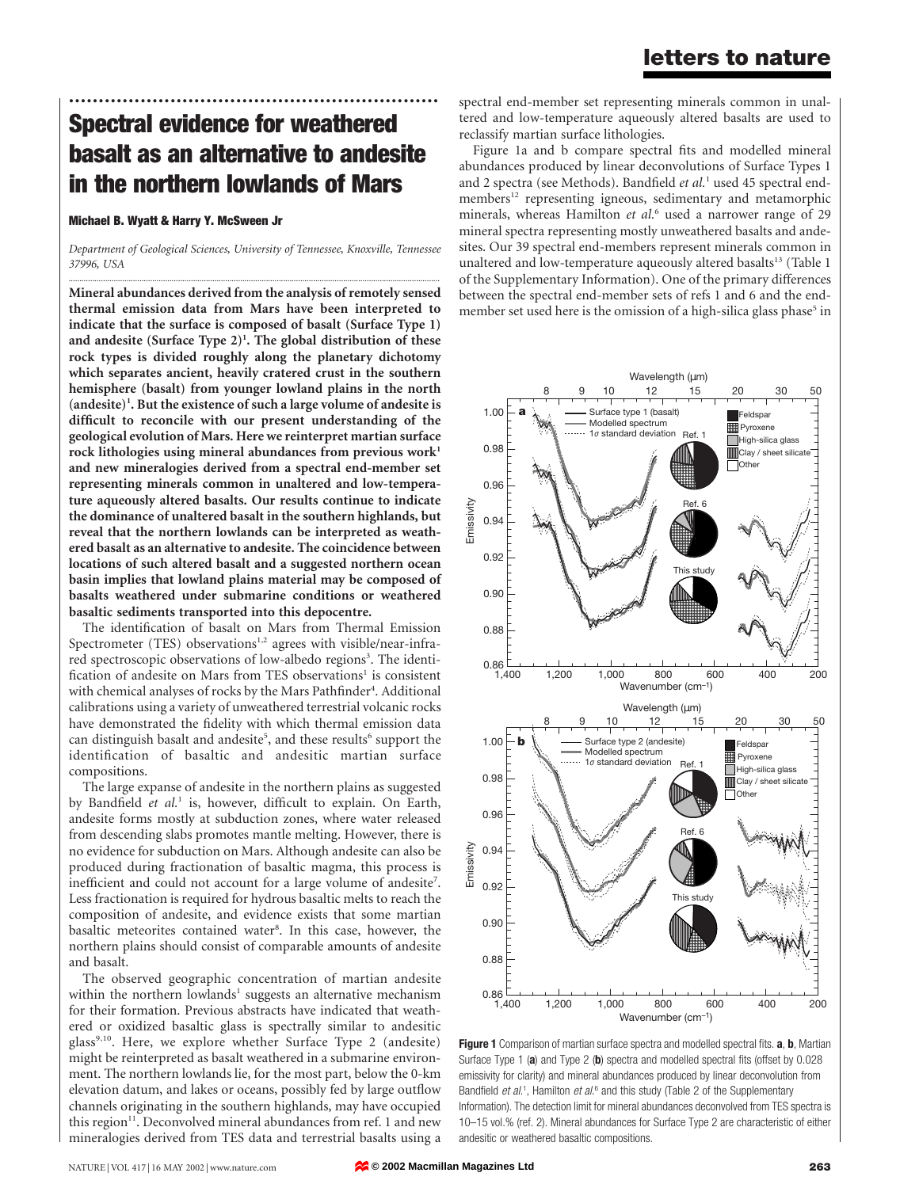# Spectral evidence for weathered basalt as an alternative to andesite in the northern lowlands of Mars

**Michael B. Wyatt & Harry Y. McSween Jr**

*Department of Geological Sciences, University of Tennessee, Knoxville, Tennessee 37996, USA*

**Mineral abundances derived from the analysis of remotely sensed thermal emission data from Mars have been interpreted to indicate that the surface is composed of basalt (Surface Type 1) and andesite (Surface Type 2)[1]. The global distribution of these rock types is divided roughly along the planetary dichotomy which separates ancient, heavily cratered crust in the southern hemisphere (basalt) from younger lowland plains in the north (andesite)[1]. But the existence of such a large volume of andesite is difficult to reconcile with our present understanding of the geological evolution of Mars. Here we reinterpret martian surface rock lithologies using mineral abundances from previous work[1] and new mineralogies derived from a spectral end-member set representing minerals common in unaltered and low-temperature aqueously altered basalts. Our results continue to indicate the dominance of unaltered basalt in the southern highlands, but reveal that the northern lowlands can be interpreted as weathered basalt as an alternative to andesite. The coincidence between locations of such altered basalt and a suggested northern ocean basin implies that lowland plains material may be composed of basalts weathered under submarine conditions or weathered basaltic sediments transported into this depocentre.**

The identification of basalt on Mars from Thermal Emission Spectrometer (TES) observations[1,2] agrees with visible/near-infrared spectroscopic observations of low-albedo regions[3]. The identification of andesite on Mars from TES observations[1] is consistent with chemical analyses of rocks by the Mars Pathfinder[4]. Additional calibrations using a variety of unweathered terrestrial volcanic rocks have demonstrated the fidelity with which thermal emission data can distinguish basalt and andesite[5], and these results[6] support the identification of basaltic and andesitic martian surface compositions.

The large expanse of andesite in the northern plains as suggested by Bandfield *et al.*[1] is, however, difficult to explain. On Earth, andesite forms mostly at subduction zones, where water released from descending slabs promotes mantle melting. However, there is no evidence for subduction on Mars. Although andesite can also be produced during fractionation of basaltic magma, this process is inefficient and could not account for a large volume of andesite[7]. Less fractionation is required for hydrous basaltic melts to reach the composition of andesite, and evidence exists that some martian basaltic meteorites contained water[8]. In this case, however, the northern plains should consist of comparable amounts of andesite and basalt.

The observed geographic concentration of martian andesite within the northern lowlands[1] suggests an alternative mechanism for their formation. Previous abstracts have indicated that weathered or oxidized basaltic glass is spectrally similar to andesitic glass[9,10]. Here, we explore whether Surface Type 2 (andesite) might be reinterpreted as basalt weathered in a submarine environment. The northern lowlands lie, for the most part, below the 0-km elevation datum, and lakes or oceans, possibly fed by large outflow channels originating in the southern highlands, may have occupied this region[11]. Deconvolved mineral abundances from ref. 1 and new mineralogies derived from TES data and terrestrial basalts using a spectral end-member set representing minerals common in unaltered and low-temperature aqueously altered basalts are used to reclassify martian surface lithologies.

Figure 1a and b compare spectral fits and modelled mineral abundances produced by linear deconvolutions of Surface Types 1 and 2 spectra (see Methods). Bandfield *et al.*[1] used 45 spectral end-members[12] representing igneous, sedimentary and metamorphic minerals, whereas Hamilton *et al.*[6] used a narrower range of 29 mineral spectra representing mostly unweathered basalts and andesites. Our 39 spectral end-members represent minerals common in unaltered and low-temperature aqueously altered basalts[13] (Table 1 of the Supplementary Information). One of the primary differences between the spectral end-member sets of refs 1 and 6 and the end-member set used here is the omission of a high-silica glass phase[5] in

**Figure 1** Comparison of martian surface spectra and modelled spectral fits. **a**, **b**, Martian Surface Type 1 (**a**) and Type 2 (**b**) spectra and modelled spectral fits (offset by 0.028 emissivity for clarity) and mineral abundances produced by linear deconvolution from Bandfield *et al.*[1], Hamilton *et al.*[6] and this study (Table 2 of the Supplementary Information). The detection limit for mineral abundances deconvolved from TES spectra is 10–15 vol.% (ref. 2). Mineral abundances for Surface Type 2 are characteristic of either andesitic or weathered basaltic compositions.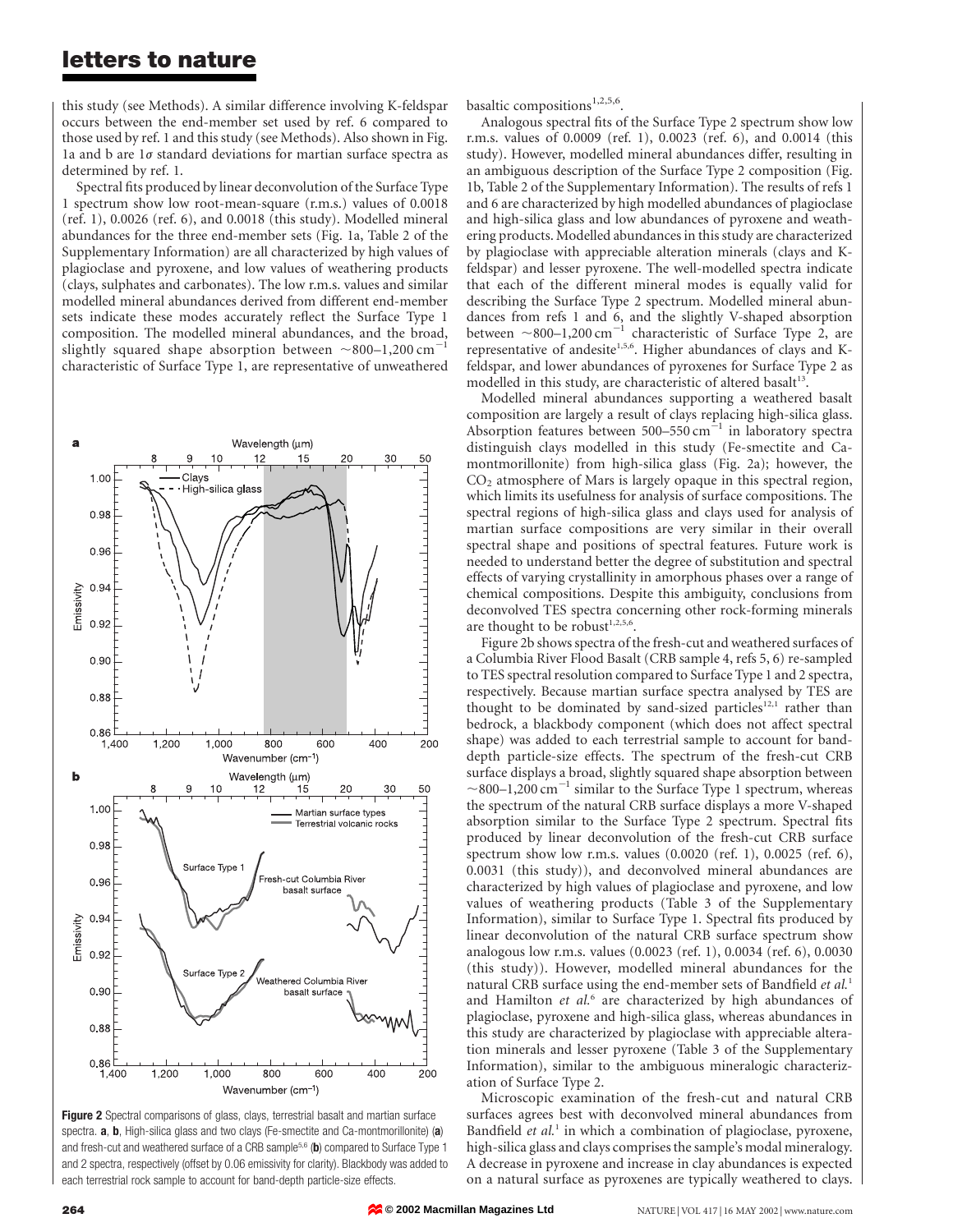this study (see Methods). A similar difference involving K-feldspar occurs between the end-member set used by ref. 6 compared to those used by ref. 1 and this study (see Methods). Also shown in Fig. 1a and b are 1$\sigma$ standard deviations for martian surface spectra as determined by ref. 1.

Spectral fits produced by linear deconvolution of the Surface Type 1 spectrum show low root-mean-square (r.m.s.) values of 0.0018 (ref. 1), 0.0026 (ref. 6), and 0.0018 (this study). Modelled mineral abundances for the three end-member sets (Fig. 1a, Table 2 of the Supplementary Information) are all characterized by high values of plagioclase and pyroxene, and low values of weathering products (clays, sulphates and carbonates). The low r.m.s. values and similar modelled mineral abundances derived from different end-member sets indicate these modes accurately reflect the Surface Type 1 composition. The modelled mineral abundances, and the broad, slightly squared shape absorption between ~800–1,200 $cm^{-1}$ characteristic of Surface Type 1, are representative of unweathered basaltic compositions[1,2,5,6].

Analogous spectral fits of the Surface Type 2 spectrum show low r.m.s. values of 0.0009 (ref. 1), 0.0023 (ref. 6), and 0.0014 (this study). However, modelled mineral abundances differ, resulting in an ambiguous description of the Surface Type 2 composition (Fig. 1b, Table 2 of the Supplementary Information). The results of refs 1 and 6 are characterized by high modelled abundances of plagioclase and high-silica glass and low abundances of pyroxene and weathering products. Modelled abundances in this study are characterized by plagioclase with appreciable alteration minerals (clays and K-feldspar) and lesser pyroxene. The well-modelled spectra indicate that each of the different mineral modes is equally valid for describing the Surface Type 2 spectrum. Modelled mineral abundances from refs 1 and 6, and the slightly V-shaped absorption between ~800–1,200 $cm^{-1}$ characteristic of Surface Type 2, are representative of andesite[1,5,6]. Higher abundances of clays and K-feldspar, and lower abundances of pyroxenes for Surface Type 2 as modelled in this study, are characteristic of altered basalt[13].

Modelled mineral abundances supporting a weathered basalt composition are largely a result of clays replacing high-silica glass. Absorption features between 500–550 $cm^{-1}$ in laboratory spectra distinguish clays modelled in this study (Fe-smectite and Ca-montmorillonite) from high-silica glass (Fig. 2a); however, the $CO_2$ atmosphere of Mars is largely opaque in this spectral region, which limits its usefulness for analysis of surface compositions. The spectral regions of high-silica glass and clays used for analysis of martian surface compositions are very similar in their overall spectral shape and positions of spectral features. Future work is needed to understand better the degree of substitution and spectral effects of varying crystallinity in amorphous phases over a range of chemical compositions. Despite this ambiguity, conclusions from deconvolved TES spectra concerning other rock-forming minerals are thought to be robust[1,2,5,6].

Figure 2b shows spectra of the fresh-cut and weathered surfaces of a Columbia River Flood Basalt (CRB sample 4, refs 5, 6) re-sampled to TES spectral resolution compared to Surface Type 1 and 2 spectra, respectively. Because martian surface spectra analysed by TES are thought to be dominated by sand-sized particles[12,1] rather than bedrock, a blackbody component (which does not affect spectral shape) was added to each terrestrial sample to account for band-depth particle-size effects. The spectrum of the fresh-cut CRB surface displays a broad, slightly squared shape absorption between ~800–1,200 $cm^{-1}$ similar to the Surface Type 1 spectrum, whereas the spectrum of the natural CRB surface displays a more V-shaped absorption similar to the Surface Type 2 spectrum. Spectral fits produced by linear deconvolution of the fresh-cut CRB surface spectrum show low r.m.s. values (0.0020 (ref. 1), 0.0025 (ref. 6), 0.0031 (this study)), and deconvolved mineral abundances are characterized by high values of plagioclase and pyroxene, and low values of weathering products (Table 3 of the Supplementary Information), similar to Surface Type 1. Spectral fits produced by linear deconvolution of the natural CRB surface spectrum show analogous low r.m.s. values (0.0023 (ref. 1), 0.0034 (ref. 6), 0.0030 (this study)). However, modelled mineral abundances for the natural CRB surface using the end-member sets of Bandfield *et al.*[1] and Hamilton *et al.*[6] are characterized by high abundances of plagioclase, pyroxene and high-silica glass, whereas abundances in this study are characterized by plagioclase with appreciable alteration minerals and lesser pyroxene (Table 3 of the Supplementary Information), similar to the ambiguous mineralogic characterization of Surface Type 2.

Microscopic examination of the fresh-cut and natural CRB surfaces agrees best with deconvolved mineral abundances from Bandfield *et al.*[1] in which a combination of plagioclase, pyroxene, high-silica glass and clays comprises the sample's modal mineralogy. A decrease in pyroxene and increase in clay abundances is expected on a natural surface as pyroxenes are typically weathered to clays.

**Figure 2** Spectral comparisons of glass, clays, terrestrial basalt and martian surface spectra. **a**, **b**, High-silica glass and two clays (Fe-smectite and Ca-montmorillonite) (**a**) and fresh-cut and weathered surface of a CRB sample[5,6] (**b**) compared to Surface Type 1 and 2 spectra, respectively (offset by 0.06 emissivity for clarity). Blackbody was added to each terrestrial rock sample to account for band-depth particle-size effects.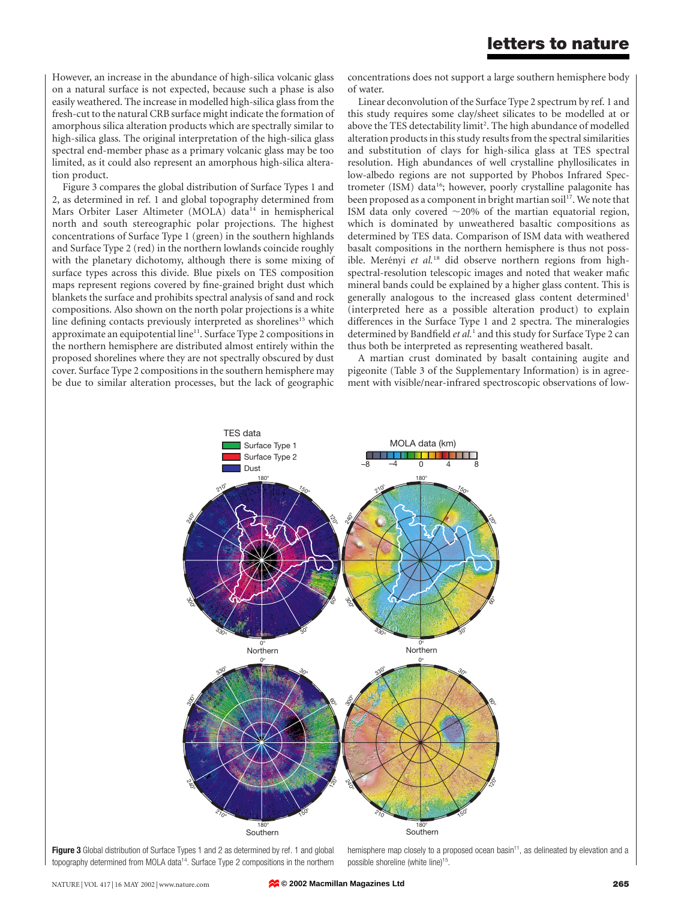However, an increase in the abundance of high-silica volcanic glass on a natural surface is not expected, because such a phase is also easily weathered. The increase in modelled high-silica glass from the fresh-cut to the natural CRB surface might indicate the formation of amorphous silica alteration products which are spectrally similar to high-silica glass. The original interpretation of the high-silica glass spectral end-member phase as a primary volcanic glass may be too limited, as it could also represent an amorphous high-silica alteration product.

Figure 3 compares the global distribution of Surface Types 1 and 2, as determined in ref. 1 and global topography determined from Mars Orbiter Laser Altimeter (MOLA) data[14] in hemispherical north and south stereographic polar projections. The highest concentrations of Surface Type 1 (green) in the southern highlands and Surface Type 2 (red) in the northern lowlands coincide roughly with the planetary dichotomy, although there is some mixing of surface types across this divide. Blue pixels on TES composition maps represent regions covered by fine-grained bright dust which blankets the surface and prohibits spectral analysis of sand and rock compositions. Also shown on the north polar projections is a white line defining contacts previously interpreted as shorelines[15] which approximate an equipotential line[11]. Surface Type 2 compositions in the northern hemisphere are distributed almost entirely within the proposed shorelines where they are not spectrally obscured by dust cover. Surface Type 2 compositions in the southern hemisphere may be due to similar alteration processes, but the lack of geographic concentrations does not support a large southern hemisphere body of water.

Linear deconvolution of the Surface Type 2 spectrum by ref. 1 and this study requires some clay/sheet silicates to be modelled at or above the TES detectability limit[2]. The high abundance of modelled alteration products in this study results from the spectral similarities and substitution of clays for high-silica glass at TES spectral resolution. High abundances of well crystalline phyllosilicates in low-albedo regions are not supported by Phobos Infrared Spectrometer (ISM) data[16]; however, poorly crystalline palagonite has been proposed as a component in bright martian soil[17]. We note that ISM data only covered ~20% of the martian equatorial region, which is dominated by unweathered basaltic compositions as determined by TES data. Comparison of ISM data with weathered basalt compositions in the northern hemisphere is thus not possible. Merényi *et al.*[18] did observe northern regions from high-spectral-resolution telescopic images and noted that weaker mafic mineral bands could be explained by a higher glass content. This is generally analogous to the increased glass content determined[1] (interpreted here as a possible alteration product) to explain differences in the Surface Type 1 and 2 spectra. The mineralogies determined by Bandfield *et al.*[1] and this study for Surface Type 2 can thus both be interpreted as representing weathered basalt.

A martian crust dominated by basalt containing augite and pigeonite (Table 3 of the Supplementary Information) is in agreement with visible/near-infrared spectroscopic observations of low-

**Figure 3** Global distribution of Surface Types 1 and 2 as determined by ref. 1 and global topography determined from MOLA data[14]. Surface Type 2 compositions in the northern hemisphere map closely to a proposed ocean basin[11], as delineated by elevation and a possible shoreline (white line)[15].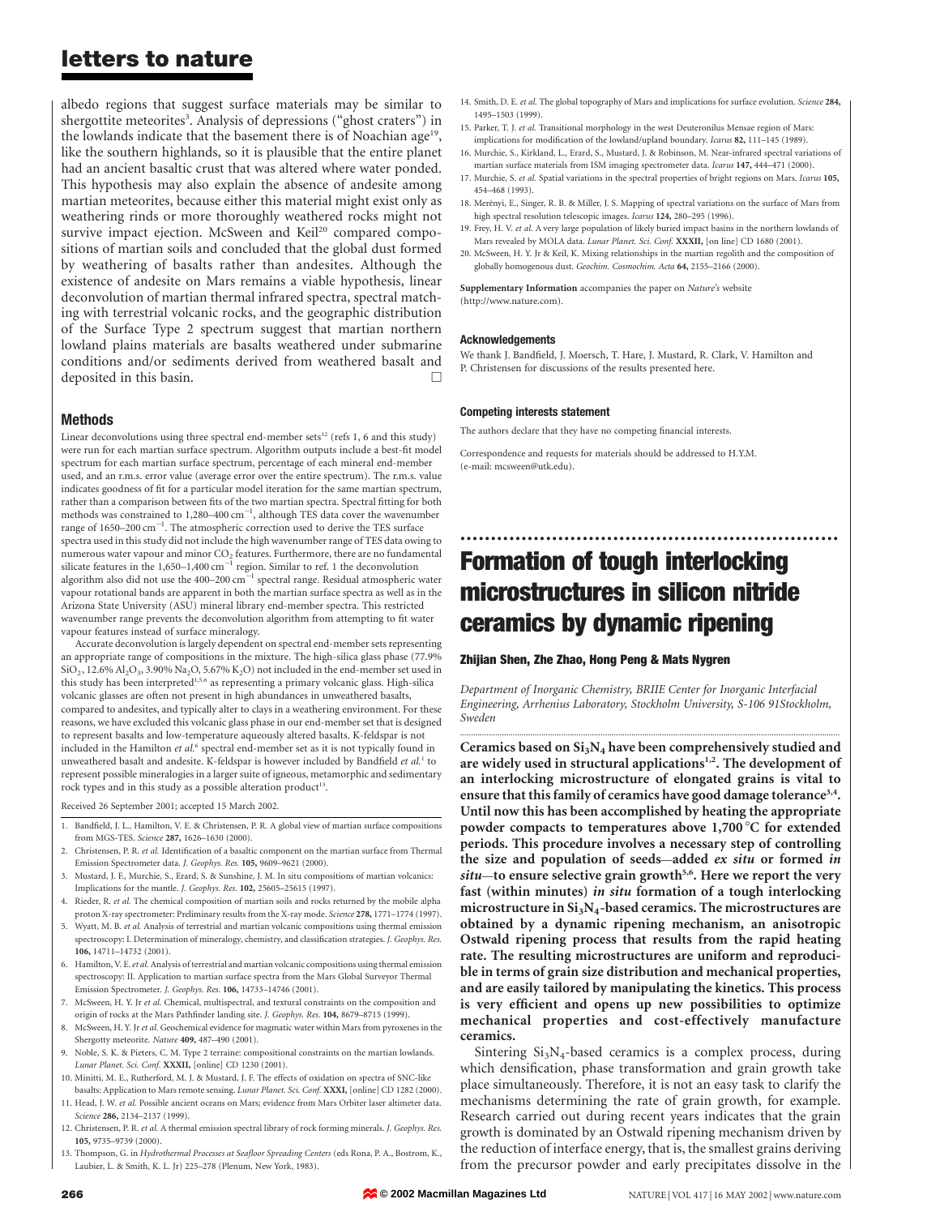albedo regions that suggest surface materials may be similar to shergottite meteorites[3]. Analysis of depressions ("ghost craters") in the lowlands indicate that the basement there is of Noachian age[19], like the southern highlands, so it is plausible that the entire planet had an ancient basaltic crust that was altered where water ponded. This hypothesis may also explain the absence of andesite among martian meteorites, because either this material might exist only as weathering rinds or more thoroughly weathered rocks might not survive impact ejection. McSween and Keil[20] compared compositions of martian soils and concluded that the global dust formed by weathering of basalts rather than andesites. Although the existence of andesite on Mars remains a viable hypothesis, linear deconvolution of martian thermal infrared spectra, spectral matching with terrestrial volcanic rocks, and the geographic distribution of the Surface Type 2 spectrum suggest that martian northern lowland plains materials are basalts weathered under submarine conditions and/or sediments derived from weathered basalt and deposited in this basin. □

## Methods

Linear deconvolutions using three spectral end-member sets[12] (refs 1, 6 and this study) were run for each martian surface spectrum. Algorithm outputs include a best-fit model spectrum for each martian surface spectrum, percentage of each mineral end-member used, and an r.m.s. error value (average error over the entire spectrum). The r.m.s. value indicates goodness of fit for a particular model iteration for the same martian spectrum, rather than a comparison between fits of the two martian spectra. Spectral fitting for both methods was constrained to 1,280–400 $cm^{-1}$, although TES data cover the wavenumber range of 1650–200 $cm^{-1}$. The atmospheric correction used to derive the TES surface spectra used in this study did not include the high wavenumber range of TES data owing to numerous water vapour and minor $CO_2$ features. Furthermore, there are no fundamental silicate features in the 1,650–1,400 $cm^{-1}$ region. Similar to ref. 1 the deconvolution algorithm also did not use the 400–200 $cm^{-1}$ spectral range. Residual atmospheric water vapour rotational bands are apparent in both the martian surface spectra as well as in the Arizona State University (ASU) mineral library end-member spectra. This restricted wavenumber range prevents the deconvolution algorithm from attempting to fit water vapour features instead of surface mineralogy.

Accurate deconvolution is largely dependent on spectral end-member sets representing an appropriate range of compositions in the mixture. The high-silica glass phase (77.9% $SiO_2$, 12.6% $Al_2O_3$, 3.90% $Na_2O$, 5.67% $K_2O$) not included in the end-member set used in this study has been interpreted[1,5,6] as representing a primary volcanic glass. High-silica volcanic glasses are often not present in high abundances in unweathered basalts, compared to andesites, and typically alter to clays in a weathering environment. For these reasons, we have excluded this volcanic glass phase in our end-member set that is designed to represent basalts and low-temperature aqueously altered basalts. K-feldspar is not included in the Hamilton *et al.*[6] spectral end-member set as it is not typically found in unweathered basalt and andesite. K-feldspar is however included by Bandfield *et al.*[1] to represent possible mineralogies in a larger suite of igneous, metamorphic and sedimentary rock types and in this study as a possible alteration product[13].

Received 26 September 2001; accepted 15 March 2002.

1. Bandfield, J. L., Hamilton, V. E. & Christensen, P. R. A global view of martian surface compositions from MGS-TES. *Science* **287,** 1626–1630 (2000).
2. Christensen, P. R. *et al.* Identification of a basaltic component on the martian surface from Thermal Emission Spectrometer data. *J. Geophys. Res.* **105,** 9609–9621 (2000).
3. Mustard, J. F., Murchie, S., Erard, S. & Sunshine, J. M. In situ compositions of martian volcanics: Implications for the mantle. *J. Geophys. Res.* **102,** 25605–25615 (1997).
4. Rieder, R. *et al.* The chemical composition of martian soils and rocks returned by the mobile alpha proton X-ray spectrometer: Preliminary results from the X-ray mode. *Science* **278,** 1771–1774 (1997).
5. Wyatt, M. B. *et al.* Analysis of terrestrial and martian volcanic compositions using thermal emission spectroscopy: I. Determination of mineralogy, chemistry, and classification strategies. *J. Geophys. Res.* **106,** 14711–14732 (2001).
6. Hamilton, V. E. *et al.* Analysis of terrestrial and martian volcanic compositions using thermal emission spectroscopy: II. Application to martian surface spectra from the Mars Global Surveyor Thermal Emission Spectrometer. *J. Geophys. Res.* **106,** 14733–14746 (2001).
7. McSween, H. Y. Jr *et al.* Chemical, multispectral, and textural constraints on the composition and origin of rocks at the Mars Pathfinder landing site. *J. Geophys. Res.* **104,** 8679–8715 (1999).
8. McSween, H. Y. Jr *et al.* Geochemical evidence for magmatic water within Mars from pyroxenes in the Shergotty meteorite. *Nature* **409,** 487–490 (2001).
9. Noble, S. K. & Pieters, C. M. Type 2 terraine: compositional constraints on the martian lowlands. *Lunar Planet. Sci. Conf.* **XXXII,** [online] CD 1230 (2001).
10. Minitti, M. E., Rutherford, M. J. & Mustard, J. F. The effects of oxidation on spectra of SNC-like basalts: Application to Mars remote sensing. *Lunar Planet. Sci. Conf.* **XXXI,** [online] CD 1282 (2000).
11. Head, J. W. *et al.* Possible ancient oceans on Mars; evidence from Mars Orbiter laser altimeter data. *Science* **286,** 2134–2137 (1999).
12. Christensen, P. R. *et al.* A thermal emission spectral library of rock forming minerals. *J. Geophys. Res.* **105,** 9735–9739 (2000).
13. Thompson, G. in *Hydrothermal Processes at Seafloor Spreading Centers* (eds Rona, P. A., Bostrom, K., Laubier, L. & Smith, K. L. Jr) 225–278 (Plenum, New York, 1983).
14. Smith, D. E. *et al.* The global topography of Mars and implications for surface evolution. *Science* **284,** 1495–1503 (1999).
15. Parker, T. J. *et al.* Transitional morphology in the west Deuteronilus Mensae region of Mars: implications for modification of the lowland/upland boundary. *Icarus* **82,** 111–145 (1989).
16. Murchie, S., Kirkland, L., Erard, S., Mustard, J. & Robinson, M. Near-infrared spectral variations of martian surface materials from ISM imaging spectrometer data. *Icarus* **147,** 444–471 (2000).
17. Murchie, S. *et al.* Spatial variations in the spectral properties of bright regions on Mars. *Icarus* **105,** 454–468 (1993).
18. Merényi, E., Singer, R. B. & Miller, J. S. Mapping of spectral variations on the surface of Mars from high spectral resolution telescopic images. *Icarus* **124,** 280–295 (1996).
19. Frey, H. V. *et al.* A very large population of likely buried impact basins in the northern lowlands of Mars revealed by MOLA data. *Lunar Planet. Sci. Conf.* **XXXII,** [on line] CD 1680 (2001).
20. McSween, H. Y. Jr & Keil, K. Mixing relationships in the martian regolith and the composition of globally homogenous dust. *Geochim. Cosmochim. Acta* **64,** 2155–2166 (2000).

**Supplementary Information** accompanies the paper on *Nature's* website (http://www.nature.com).

#### Acknowledgements

We thank J. Bandfield, J. Moersch, T. Hare, J. Mustard, R. Clark, V. Hamilton and P. Christensen for discussions of the results presented here.

#### Competing interests statement

The authors declare that they have no competing financial interests.

Correspondence and requests for materials should be addressed to H.Y.M. (e-mail: mcsween@utk.edu).

# Formation of tough interlocking microstructures in silicon nitride ceramics by dynamic ripening

**Zhijian Shen, Zhe Zhao, Hong Peng & Mats Nygren**

*Department of Inorganic Chemistry, BRIIE Center for Inorganic Interfacial Engineering, Arrhenius Laboratory, Stockholm University, S-106 91Stockholm, Sweden*

**Ceramics based on $Si_3N_4$ have been comprehensively studied and are widely used in structural applications[1,2]. The development of an interlocking microstructure of elongated grains is vital to ensure that this family of ceramics have good damage tolerance[3,4]. Until now this has been accomplished by heating the appropriate powder compacts to temperatures above 1,700 °C for extended periods. This procedure involves a necessary step of controlling the size and population of seeds—added *ex situ* or formed *in situ*—to ensure selective grain growth[5,6]. Here we report the very fast (within minutes) *in situ* formation of a tough interlocking microstructure in $Si_3N_4$-based ceramics. The microstructures are obtained by a dynamic ripening mechanism, an anisotropic Ostwald ripening process that results from the rapid heating rate. The resulting microstructures are uniform and reproducible in terms of grain size distribution and mechanical properties, and are easily tailored by manipulating the kinetics. This process is very efficient and opens up new possibilities to optimize mechanical properties and cost-effectively manufacture ceramics.**

Sintering $Si_3N_4$-based ceramics is a complex process, during which densification, phase transformation and grain growth take place simultaneously. Therefore, it is not an easy task to clarify the mechanisms determining the rate of grain growth, for example. Research carried out during recent years indicates that the grain growth is dominated by an Ostwald ripening mechanism driven by the reduction of interface energy, that is, the smallest grains deriving from the precursor powder and early precipitates dissolve in the